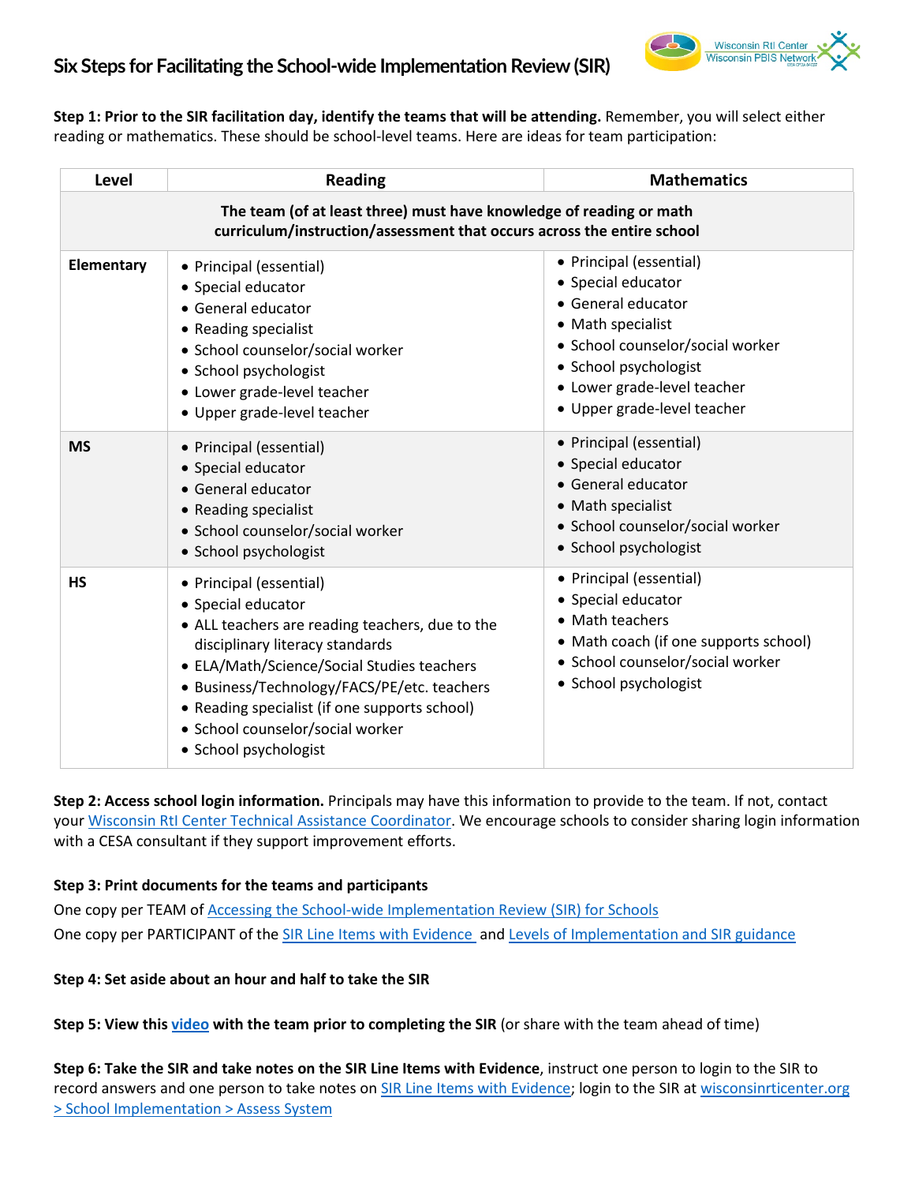# Six Steps for Facilitating the School-wide Implementation Review (SIR)

**Step 1: Prior to the SIR facilitation day, identify the teams that will be attending.** Remember, you will select either reading or mathematics. These should be school-level teams. Here are ideas for team participation:

| Level | Reading | Mathematics |
|---|---|---|
| **The team (of at least three) must have knowledge of reading or math curriculum/instruction/assessment that occurs across the entire school** | | |
| **Elementary** | • Principal (essential)<br>• Special educator<br>• General educator<br>• Reading specialist<br>• School counselor/social worker<br>• School psychologist<br>• Lower grade-level teacher<br>• Upper grade-level teacher | • Principal (essential)<br>• Special educator<br>• General educator<br>• Math specialist<br>• School counselor/social worker<br>• School psychologist<br>• Lower grade-level teacher<br>• Upper grade-level teacher |
| **MS** | • Principal (essential)<br>• Special educator<br>• General educator<br>• Reading specialist<br>• School counselor/social worker<br>• School psychologist | • Principal (essential)<br>• Special educator<br>• General educator<br>• Math specialist<br>• School counselor/social worker<br>• School psychologist |
| **HS** | • Principal (essential)<br>• Special educator<br>• ALL teachers are reading teachers, due to the disciplinary literacy standards<br>• ELA/Math/Science/Social Studies teachers<br>• Business/Technology/FACS/PE/etc. teachers<br>• Reading specialist (if one supports school)<br>• School counselor/social worker<br>• School psychologist | • Principal (essential)<br>• Special educator<br>• Math teachers<br>• Math coach (if one supports school)<br>• School counselor/social worker<br>• School psychologist |

**Step 2: Access school login information.** Principals may have this information to provide to the team. If not, contact your Wisconsin RtI Center Technical Assistance Coordinator. We encourage schools to consider sharing login information with a CESA consultant if they support improvement efforts.

**Step 3: Print documents for the teams and participants**

One copy per TEAM of Accessing the School-wide Implementation Review (SIR) for Schools

One copy per PARTICIPANT of the SIR Line Items with Evidence and Levels of Implementation and SIR guidance

**Step 4: Set aside about an hour and half to take the SIR**

**Step 5: View this video with the team prior to completing the SIR** (or share with the team ahead of time)

**Step 6: Take the SIR and take notes on the SIR Line Items with Evidence**, instruct one person to login to the SIR to record answers and one person to take notes on SIR Line Items with Evidence; login to the SIR at wisconsinrticenter.org > School Implementation > Assess System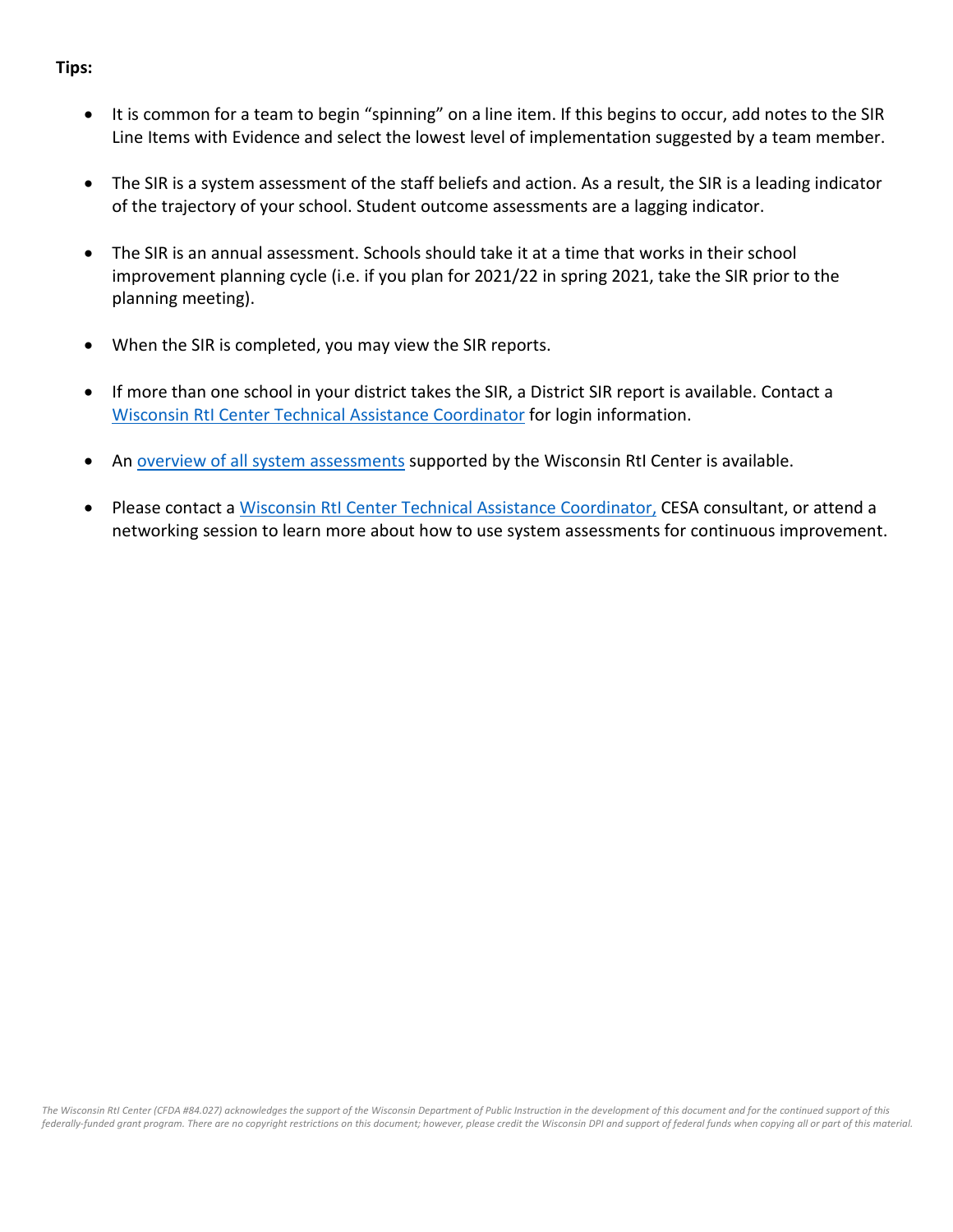**Tips:**

- It is common for a team to begin "spinning" on a line item. If this begins to occur, add notes to the SIR Line Items with Evidence and select the lowest level of implementation suggested by a team member.
- The SIR is a system assessment of the staff beliefs and action. As a result, the SIR is a leading indicator of the trajectory of your school. Student outcome assessments are a lagging indicator.
- The SIR is an annual assessment. Schools should take it at a time that works in their school improvement planning cycle (i.e. if you plan for 2021/22 in spring 2021, take the SIR prior to the planning meeting).
- When the SIR is completed, you may view the SIR reports.
- If more than one school in your district takes the SIR, a District SIR report is available. Contact a Wisconsin RtI Center Technical Assistance Coordinator for login information.
- An overview of all system assessments supported by the Wisconsin RtI Center is available.
- Please contact a Wisconsin RtI Center Technical Assistance Coordinator, CESA consultant, or attend a networking session to learn more about how to use system assessments for continuous improvement.

*The Wisconsin RtI Center (CFDA #84.027) acknowledges the support of the Wisconsin Department of Public Instruction in the development of this document and for the continued support of this federally-funded grant program. There are no copyright restrictions on this document; however, please credit the Wisconsin DPI and support of federal funds when copying all or part of this material.*